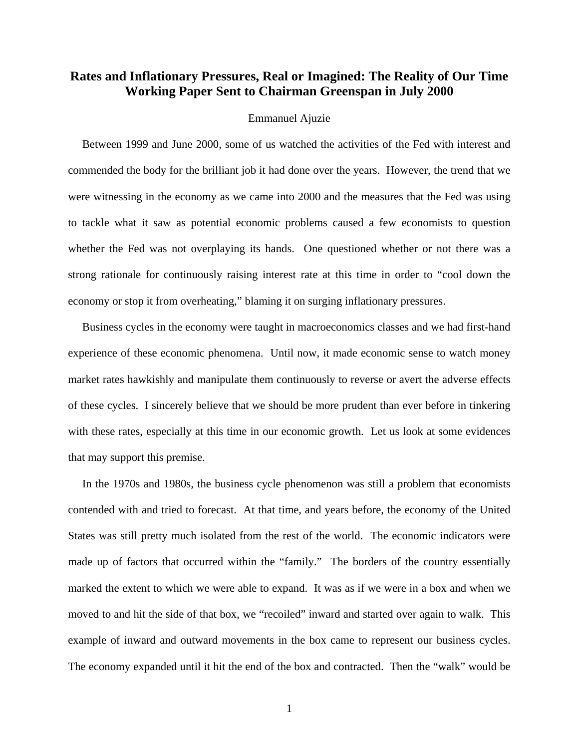# Rates and Inflationary Pressures, Real or Imagined: The Reality of Our Time Working Paper Sent to Chairman Greenspan in July 2000

Emmanuel Ajuzie

Between 1999 and June 2000, some of us watched the activities of the Fed with interest and commended the body for the brilliant job it had done over the years. However, the trend that we were witnessing in the economy as we came into 2000 and the measures that the Fed was using to tackle what it saw as potential economic problems caused a few economists to question whether the Fed was not overplaying its hands. One questioned whether or not there was a strong rationale for continuously raising interest rate at this time in order to "cool down the economy or stop it from overheating," blaming it on surging inflationary pressures.

Business cycles in the economy were taught in macroeconomics classes and we had first-hand experience of these economic phenomena. Until now, it made economic sense to watch money market rates hawkishly and manipulate them continuously to reverse or avert the adverse effects of these cycles. I sincerely believe that we should be more prudent than ever before in tinkering with these rates, especially at this time in our economic growth. Let us look at some evidences that may support this premise.

In the 1970s and 1980s, the business cycle phenomenon was still a problem that economists contended with and tried to forecast. At that time, and years before, the economy of the United States was still pretty much isolated from the rest of the world. The economic indicators were made up of factors that occurred within the "family." The borders of the country essentially marked the extent to which we were able to expand. It was as if we were in a box and when we moved to and hit the side of that box, we "recoiled" inward and started over again to walk. This example of inward and outward movements in the box came to represent our business cycles. The economy expanded until it hit the end of the box and contracted. Then the "walk" would be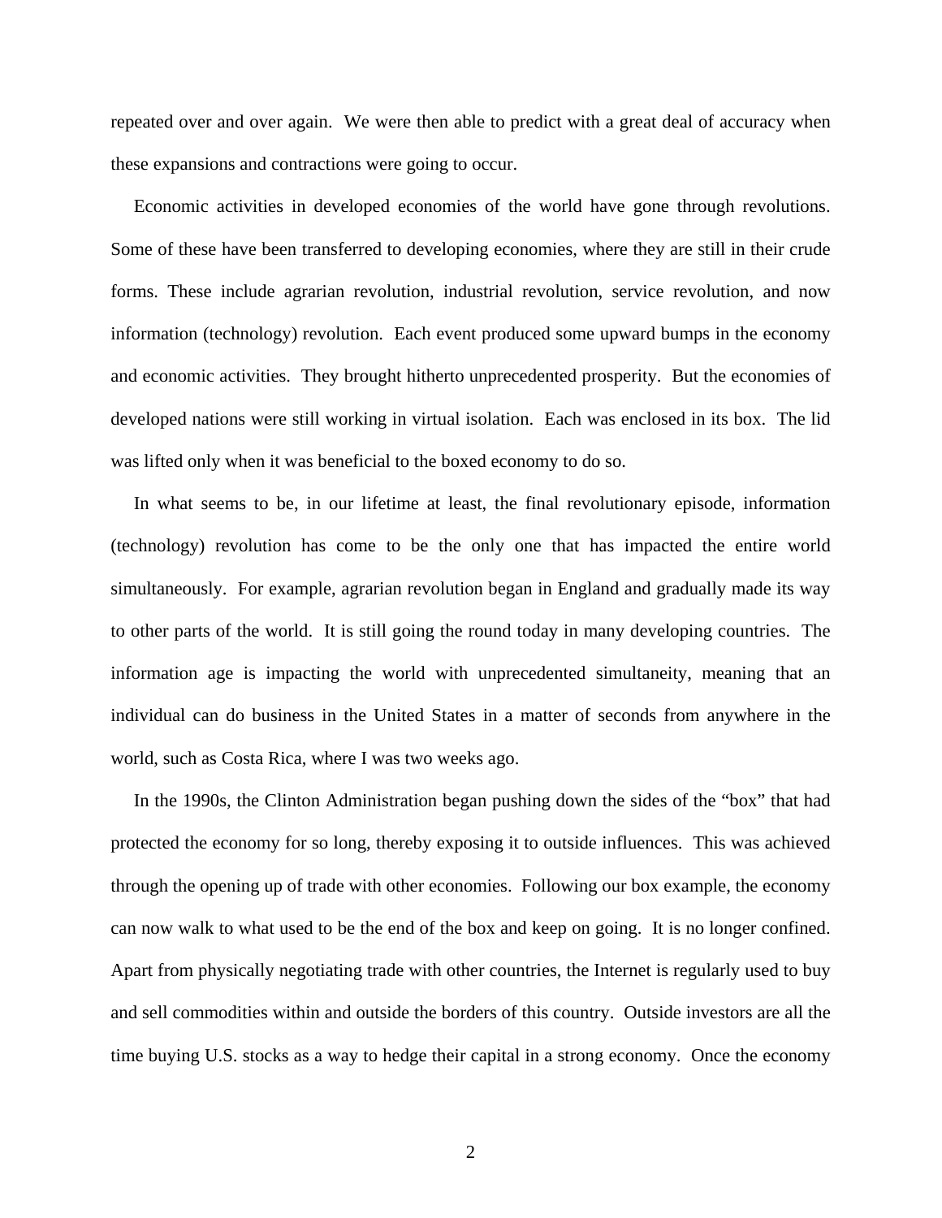repeated over and over again. We were then able to predict with a great deal of accuracy when these expansions and contractions were going to occur.

Economic activities in developed economies of the world have gone through revolutions. Some of these have been transferred to developing economies, where they are still in their crude forms. These include agrarian revolution, industrial revolution, service revolution, and now information (technology) revolution. Each event produced some upward bumps in the economy and economic activities. They brought hitherto unprecedented prosperity. But the economies of developed nations were still working in virtual isolation. Each was enclosed in its box. The lid was lifted only when it was beneficial to the boxed economy to do so.

In what seems to be, in our lifetime at least, the final revolutionary episode, information (technology) revolution has come to be the only one that has impacted the entire world simultaneously. For example, agrarian revolution began in England and gradually made its way to other parts of the world. It is still going the round today in many developing countries. The information age is impacting the world with unprecedented simultaneity, meaning that an individual can do business in the United States in a matter of seconds from anywhere in the world, such as Costa Rica, where I was two weeks ago.

In the 1990s, the Clinton Administration began pushing down the sides of the "box" that had protected the economy for so long, thereby exposing it to outside influences. This was achieved through the opening up of trade with other economies. Following our box example, the economy can now walk to what used to be the end of the box and keep on going. It is no longer confined. Apart from physically negotiating trade with other countries, the Internet is regularly used to buy and sell commodities within and outside the borders of this country. Outside investors are all the time buying U.S. stocks as a way to hedge their capital in a strong economy. Once the economy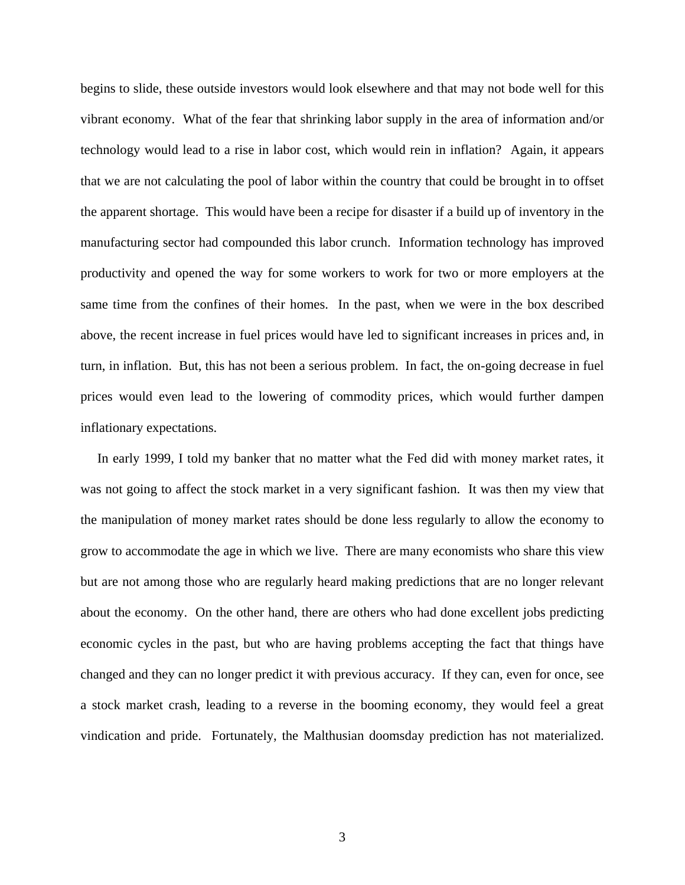begins to slide, these outside investors would look elsewhere and that may not bode well for this vibrant economy. What of the fear that shrinking labor supply in the area of information and/or technology would lead to a rise in labor cost, which would rein in inflation? Again, it appears that we are not calculating the pool of labor within the country that could be brought in to offset the apparent shortage. This would have been a recipe for disaster if a build up of inventory in the manufacturing sector had compounded this labor crunch. Information technology has improved productivity and opened the way for some workers to work for two or more employers at the same time from the confines of their homes. In the past, when we were in the box described above, the recent increase in fuel prices would have led to significant increases in prices and, in turn, in inflation. But, this has not been a serious problem. In fact, the on-going decrease in fuel prices would even lead to the lowering of commodity prices, which would further dampen inflationary expectations.

In early 1999, I told my banker that no matter what the Fed did with money market rates, it was not going to affect the stock market in a very significant fashion. It was then my view that the manipulation of money market rates should be done less regularly to allow the economy to grow to accommodate the age in which we live. There are many economists who share this view but are not among those who are regularly heard making predictions that are no longer relevant about the economy. On the other hand, there are others who had done excellent jobs predicting economic cycles in the past, but who are having problems accepting the fact that things have changed and they can no longer predict it with previous accuracy. If they can, even for once, see a stock market crash, leading to a reverse in the booming economy, they would feel a great vindication and pride. Fortunately, the Malthusian doomsday prediction has not materialized.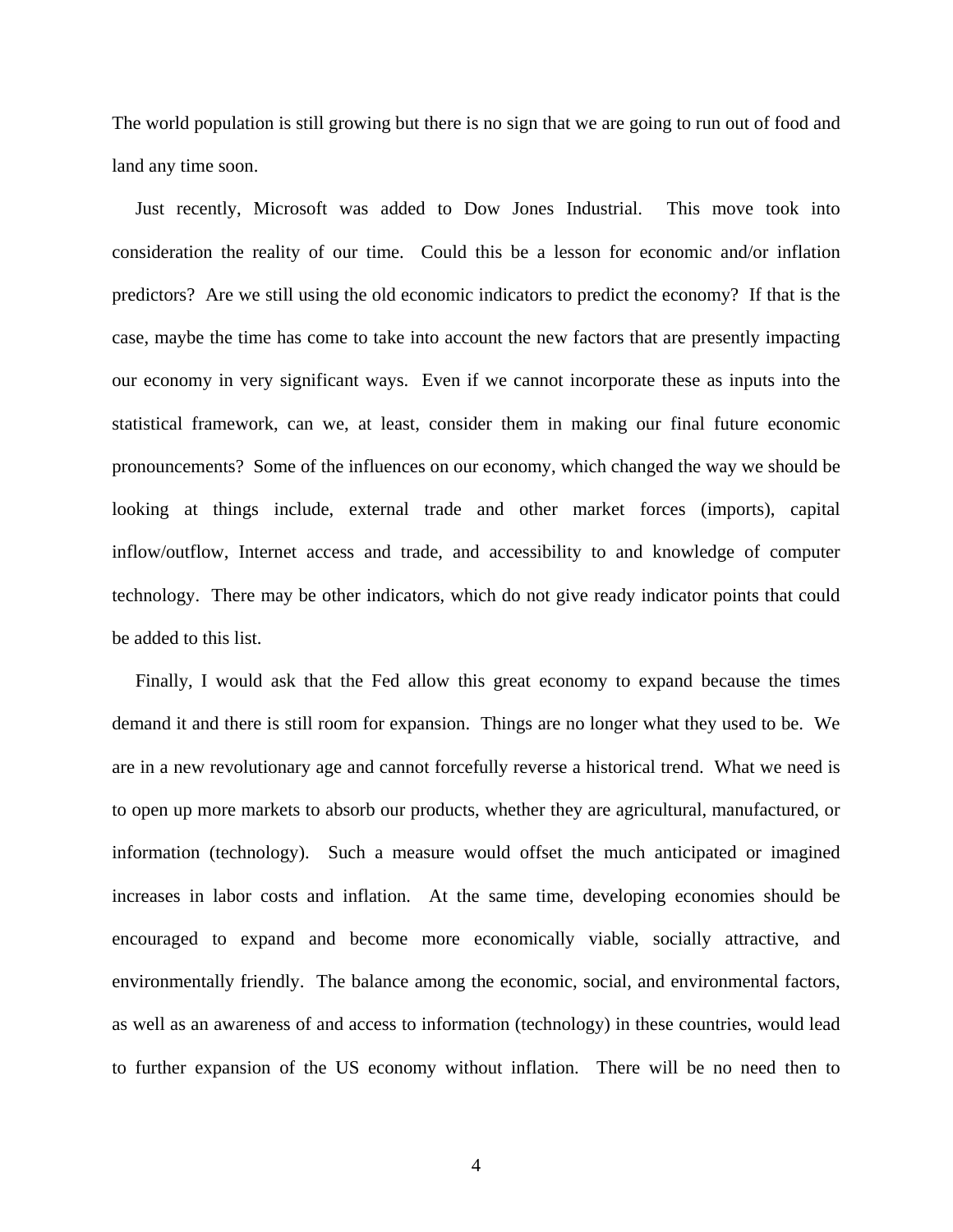The world population is still growing but there is no sign that we are going to run out of food and land any time soon.

Just recently, Microsoft was added to Dow Jones Industrial. This move took into consideration the reality of our time. Could this be a lesson for economic and/or inflation predictors? Are we still using the old economic indicators to predict the economy? If that is the case, maybe the time has come to take into account the new factors that are presently impacting our economy in very significant ways. Even if we cannot incorporate these as inputs into the statistical framework, can we, at least, consider them in making our final future economic pronouncements? Some of the influences on our economy, which changed the way we should be looking at things include, external trade and other market forces (imports), capital inflow/outflow, Internet access and trade, and accessibility to and knowledge of computer technology. There may be other indicators, which do not give ready indicator points that could be added to this list.

Finally, I would ask that the Fed allow this great economy to expand because the times demand it and there is still room for expansion. Things are no longer what they used to be. We are in a new revolutionary age and cannot forcefully reverse a historical trend. What we need is to open up more markets to absorb our products, whether they are agricultural, manufactured, or information (technology). Such a measure would offset the much anticipated or imagined increases in labor costs and inflation. At the same time, developing economies should be encouraged to expand and become more economically viable, socially attractive, and environmentally friendly. The balance among the economic, social, and environmental factors, as well as an awareness of and access to information (technology) in these countries, would lead to further expansion of the US economy without inflation. There will be no need then to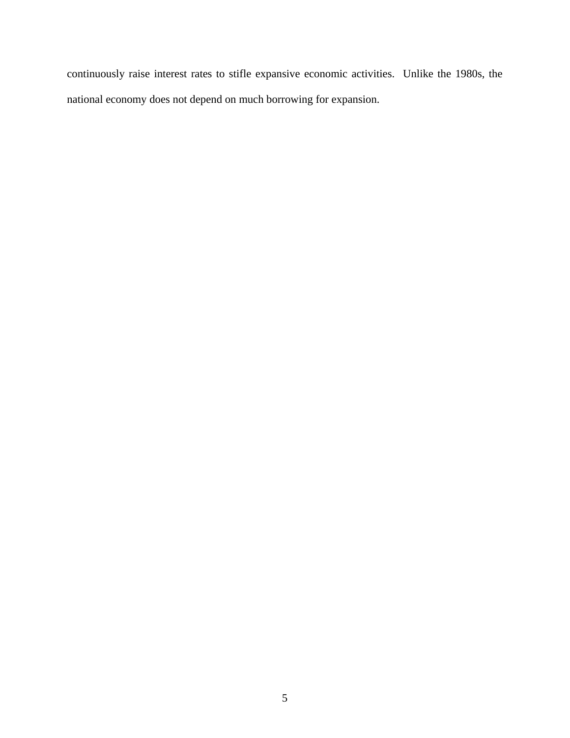continuously raise interest rates to stifle expansive economic activities. Unlike the 1980s, the national economy does not depend on much borrowing for expansion.